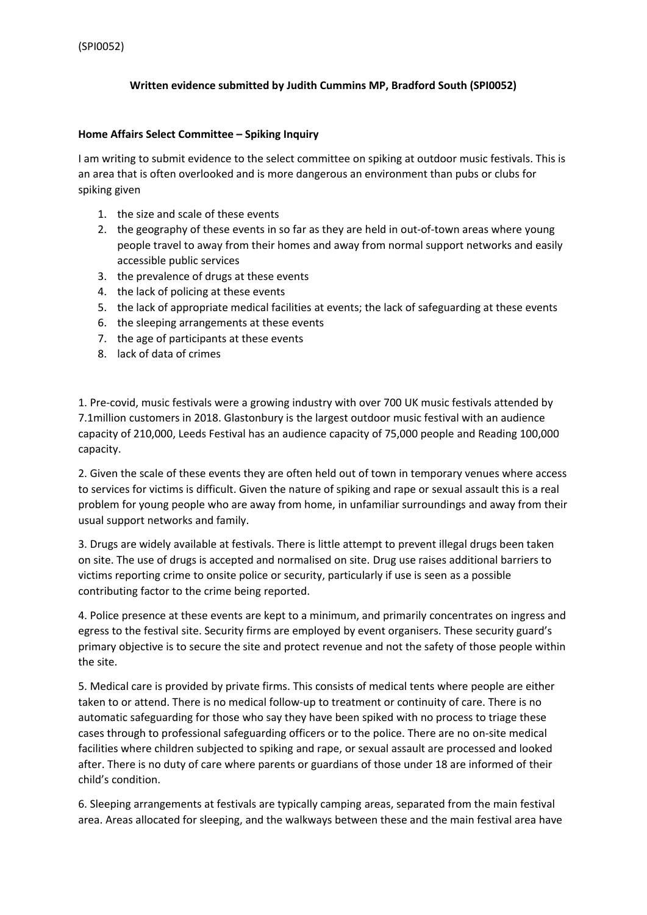(SPI0052)

**Written evidence submitted by Judith Cummins MP, Bradford South (SPI0052)**

**Home Affairs Select Committee – Spiking Inquiry**

I am writing to submit evidence to the select committee on spiking at outdoor music festivals. This is an area that is often overlooked and is more dangerous an environment than pubs or clubs for spiking given

1. the size and scale of these events
2. the geography of these events in so far as they are held in out-of-town areas where young people travel to away from their homes and away from normal support networks and easily accessible public services
3. the prevalence of drugs at these events
4. the lack of policing at these events
5. the lack of appropriate medical facilities at events; the lack of safeguarding at these events
6. the sleeping arrangements at these events
7. the age of participants at these events
8. lack of data of crimes

1. Pre-covid, music festivals were a growing industry with over 700 UK music festivals attended by 7.1million customers in 2018. Glastonbury is the largest outdoor music festival with an audience capacity of 210,000, Leeds Festival has an audience capacity of 75,000 people and Reading 100,000 capacity.

2. Given the scale of these events they are often held out of town in temporary venues where access to services for victims is difficult. Given the nature of spiking and rape or sexual assault this is a real problem for young people who are away from home, in unfamiliar surroundings and away from their usual support networks and family.

3. Drugs are widely available at festivals. There is little attempt to prevent illegal drugs been taken on site. The use of drugs is accepted and normalised on site. Drug use raises additional barriers to victims reporting crime to onsite police or security, particularly if use is seen as a possible contributing factor to the crime being reported.

4. Police presence at these events are kept to a minimum, and primarily concentrates on ingress and egress to the festival site. Security firms are employed by event organisers. These security guard's primary objective is to secure the site and protect revenue and not the safety of those people within the site.

5. Medical care is provided by private firms. This consists of medical tents where people are either taken to or attend. There is no medical follow-up to treatment or continuity of care. There is no automatic safeguarding for those who say they have been spiked with no process to triage these cases through to professional safeguarding officers or to the police. There are no on-site medical facilities where children subjected to spiking and rape, or sexual assault are processed and looked after. There is no duty of care where parents or guardians of those under 18 are informed of their child's condition.

6. Sleeping arrangements at festivals are typically camping areas, separated from the main festival area. Areas allocated for sleeping, and the walkways between these and the main festival area have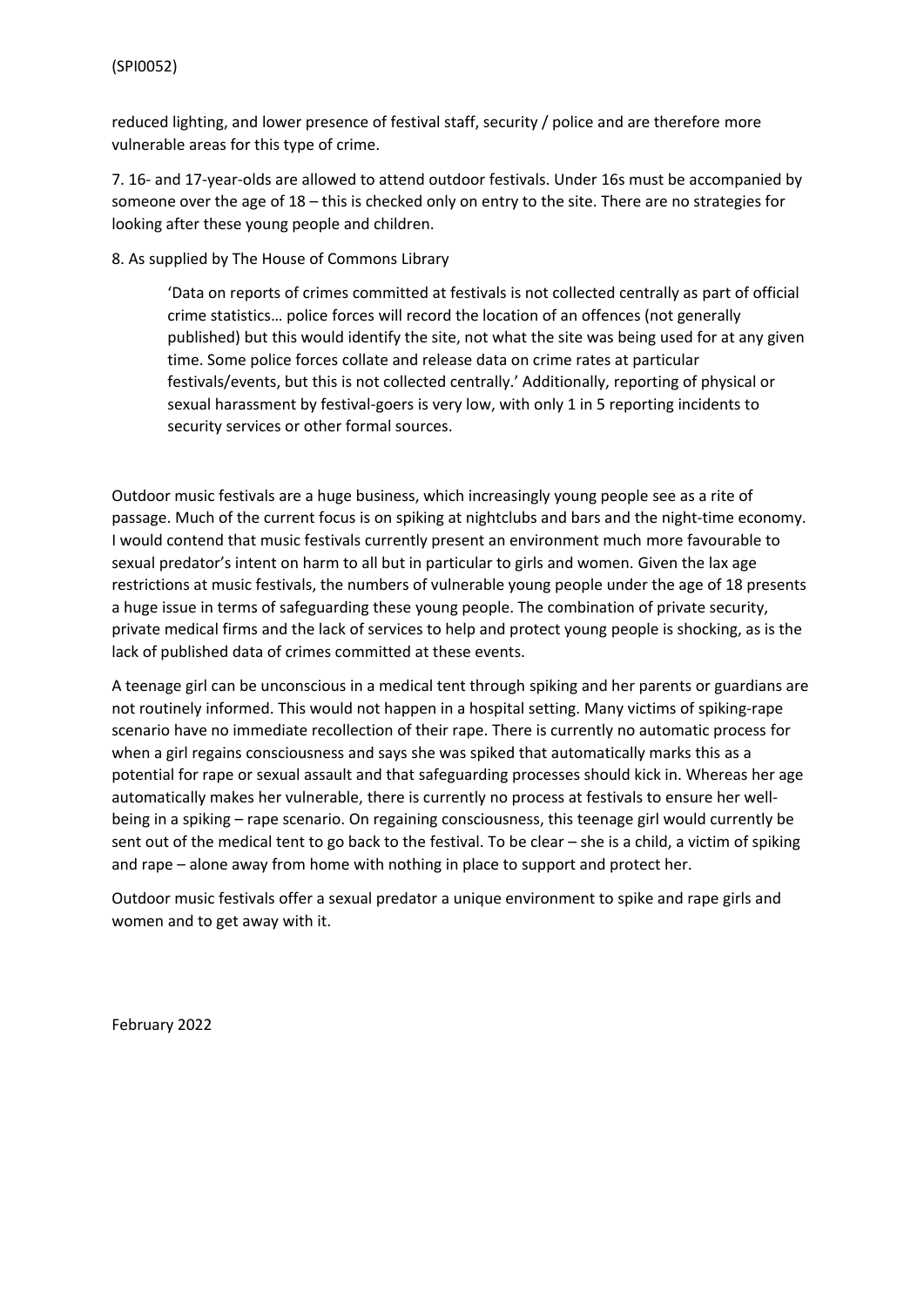reduced lighting, and lower presence of festival staff, security / police and are therefore more vulnerable areas for this type of crime.

7. 16- and 17-year-olds are allowed to attend outdoor festivals. Under 16s must be accompanied by someone over the age of 18 – this is checked only on entry to the site. There are no strategies for looking after these young people and children.

8. As supplied by The House of Commons Library

> 'Data on reports of crimes committed at festivals is not collected centrally as part of official crime statistics… police forces will record the location of an offences (not generally published) but this would identify the site, not what the site was being used for at any given time. Some police forces collate and release data on crime rates at particular festivals/events, but this is not collected centrally.' Additionally, reporting of physical or sexual harassment by festival-goers is very low, with only 1 in 5 reporting incidents to security services or other formal sources.

Outdoor music festivals are a huge business, which increasingly young people see as a rite of passage. Much of the current focus is on spiking at nightclubs and bars and the night-time economy. I would contend that music festivals currently present an environment much more favourable to sexual predator's intent on harm to all but in particular to girls and women. Given the lax age restrictions at music festivals, the numbers of vulnerable young people under the age of 18 presents a huge issue in terms of safeguarding these young people. The combination of private security, private medical firms and the lack of services to help and protect young people is shocking, as is the lack of published data of crimes committed at these events.

A teenage girl can be unconscious in a medical tent through spiking and her parents or guardians are not routinely informed. This would not happen in a hospital setting. Many victims of spiking-rape scenario have no immediate recollection of their rape. There is currently no automatic process for when a girl regains consciousness and says she was spiked that automatically marks this as a potential for rape or sexual assault and that safeguarding processes should kick in. Whereas her age automatically makes her vulnerable, there is currently no process at festivals to ensure her well-being in a spiking – rape scenario. On regaining consciousness, this teenage girl would currently be sent out of the medical tent to go back to the festival. To be clear – she is a child, a victim of spiking and rape – alone away from home with nothing in place to support and protect her.

Outdoor music festivals offer a sexual predator a unique environment to spike and rape girls and women and to get away with it.

February 2022